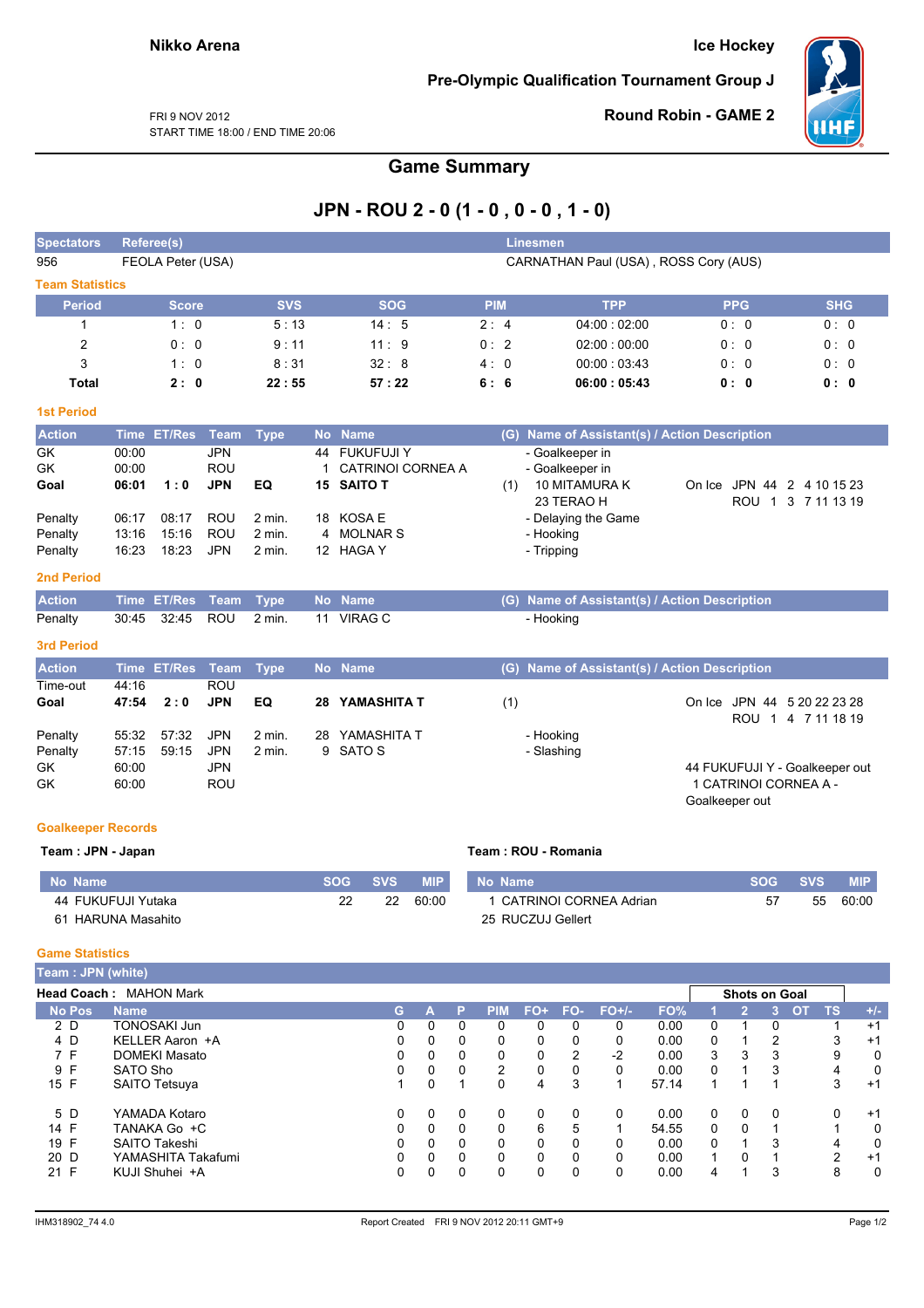Nikko Arena

Ice Hockey

**Pre-Olympic Qualification Tournament Group J**

FRI 9 NOV 2012
START TIME 18:00 / END TIME 20:06

**Round Robin - GAME 2**

# Game Summary

## JPN - ROU 2 - 0 (1 - 0 , 0 - 0 , 1 - 0)

| Spectators | Referee(s) | Linesmen |
|---|---|---|
| 956 | FEOLA Peter (USA) | CARNATHAN Paul (USA) , ROSS Cory (AUS) |

### Team Statistics

| Period | Score | SVS | SOG | PIM | TPP | PPG | SHG |
|---|---|---|---|---|---|---|---|
| 1 | 1 : 0 | 5 : 13 | 14 : 5 | 2 : 4 | 04:00 : 02:00 | 0 : 0 | 0 : 0 |
| 2 | 0 : 0 | 9 : 11 | 11 : 9 | 0 : 2 | 02:00 : 00:00 | 0 : 0 | 0 : 0 |
| 3 | 1 : 0 | 8 : 31 | 32 : 8 | 4 : 0 | 00:00 : 03:43 | 0 : 0 | 0 : 0 |
| **Total** | **2 : 0** | **22 : 55** | **57 : 22** | **6 : 6** | **06:00 : 05:43** | **0 : 0** | **0 : 0** |

### 1st Period

| Action | Time | ET/Res | Team | Type | No | Name | (G) | Name of Assistant(s) / Action Description | |
|---|---|---|---|---|---|---|---|---|---|
| GK | 00:00 | | JPN | | 44 | FUKUFUJI Y | | - Goalkeeper in | |
| GK | 00:00 | | ROU | | 1 | CATRINOI CORNEA A | | - Goalkeeper in | |
| **Goal** | **06:01** | **1 : 0** | **JPN** | **EQ** | **15** | **SAITO T** | (1) | 10 MITAMURA K<br>23 TERAO H | On Ice JPN 44 2 4 10 15 23<br>ROU 1 3 7 11 13 19 |
| Penalty | 06:17 | 08:17 | ROU | 2 min. | 18 | KOSA E | | - Delaying the Game | |
| Penalty | 13:16 | 15:16 | ROU | 2 min. | 4 | MOLNAR S | | - Hooking | |
| Penalty | 16:23 | 18:23 | JPN | 2 min. | 12 | HAGA Y | | - Tripping | |

### 2nd Period

| Action | Time | ET/Res | Team | Type | No | Name | (G) | Name of Assistant(s) / Action Description |
|---|---|---|---|---|---|---|---|---|
| Penalty | 30:45 | 32:45 | ROU | 2 min. | 11 | VIRAG C | | - Hooking |

### 3rd Period

| Action | Time | ET/Res | Team | Type | No | Name | (G) | Name of Assistant(s) / Action Description | |
|---|---|---|---|---|---|---|---|---|---|
| Time-out | 44:16 | | ROU | | | | | | |
| **Goal** | **47:54** | **2 : 0** | **JPN** | **EQ** | **28** | **YAMASHITA T** | (1) | | On Ice JPN 44 5 20 22 23 28<br>ROU 1 4 7 11 18 19 |
| Penalty | 55:32 | 57:32 | JPN | 2 min. | 28 | YAMASHITA T | | - Hooking | |
| Penalty | 57:15 | 59:15 | JPN | 2 min. | 9 | SATO S | | - Slashing | |
| GK | 60:00 | | JPN | | | | | | 44 FUKUFUJI Y - Goalkeeper out |
| GK | 60:00 | | ROU | | | | | | 1 CATRINOI CORNEA A - Goalkeeper out |

### Goalkeeper Records

**Team : JPN - Japan**

| No Name | SOG | SVS | MIP |
|---|---|---|---|
| 44 FUKUFUJI Yutaka | 22 | 22 | 60:00 |
| 61 HARUNA Masahito | | | |

**Team : ROU - Romania**

| No Name | SOG | SVS | MIP |
|---|---|---|---|
| 1 CATRINOI CORNEA Adrian | 57 | 55 | 60:00 |
| 25 RUCZUJ Gellert | | | |

### Game Statistics

**Team : JPN (white)**

**Head Coach :** MAHON Mark

| No | Pos | Name | G | A | P | PIM | FO+ | FO- | FO+/- | FO% | 1 | 2 | 3 | OT | TS | +/- |
|---|---|---|---|---|---|---|---|---|---|---|---|---|---|---|---|---|
| 2 | D | TONOSAKI Jun | 0 | 0 | 0 | 0 | 0 | 0 | 0 | 0.00 | 0 | 1 | 0 | | 1 | +1 |
| 4 | D | KELLER Aaron +A | 0 | 0 | 0 | 0 | 0 | 0 | 0 | 0.00 | 0 | 1 | 2 | | 3 | +1 |
| 7 | F | DOMEKI Masato | 0 | 0 | 0 | 0 | 0 | 2 | -2 | 0.00 | 3 | 3 | 3 | | 9 | 0 |
| 9 | F | SATO Sho | 0 | 0 | 0 | 2 | 0 | 0 | 0 | 0.00 | 0 | 1 | 3 | | 4 | 0 |
| 15 | F | SAITO Tetsuya | 1 | 0 | 1 | 0 | 4 | 3 | 1 | 57.14 | 1 | 1 | 1 | | 3 | +1 |
| 5 | D | YAMADA Kotaro | 0 | 0 | 0 | 0 | 0 | 0 | 0 | 0.00 | 0 | 0 | 0 | | 0 | +1 |
| 14 | F | TANAKA Go +C | 0 | 0 | 0 | 0 | 6 | 5 | 1 | 54.55 | 0 | 0 | 1 | | 1 | 0 |
| 19 | F | SAITO Takeshi | 0 | 0 | 0 | 0 | 0 | 0 | 0 | 0.00 | 0 | 1 | 3 | | 4 | 0 |
| 20 | D | YAMASHITA Takafumi | 0 | 0 | 0 | 0 | 0 | 0 | 0 | 0.00 | 1 | 0 | 1 | | 2 | +1 |
| 21 | F | KUJI Shuhei +A | 0 | 0 | 0 | 0 | 0 | 0 | 0 | 0.00 | 4 | 1 | 3 | | 8 | 0 |

IHM318902_74 4.0 Report Created FRI 9 NOV 2012 20:11 GMT+9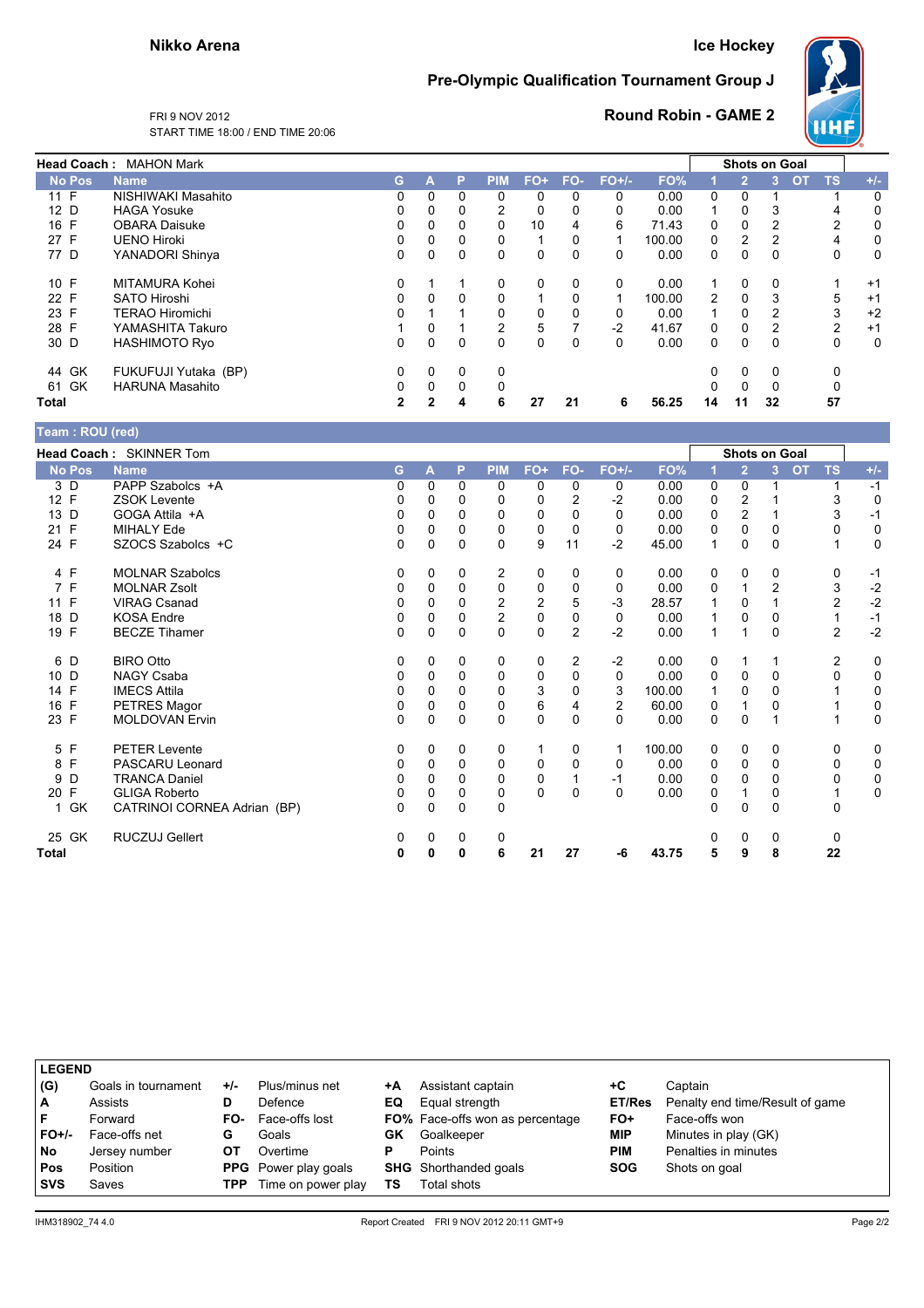**Nikko Arena** **Ice Hockey**

## Pre-Olympic Qualification Tournament Group J

FRI 9 NOV 2012
START TIME 18:00 / END TIME 20:06

**Round Robin - GAME 2**

**Head Coach :** MAHON Mark

| No | Pos | Name | G | A | P | PIM | FO+ | FO- | FO+/- | FO% | 1 | 2 | 3 | OT | TS | +/- |
|---|---|---|---|---|---|---|---|---|---|---|---|---|---|---|---|---|
| 11 | F | NISHIWAKI Masahito | 0 | 0 | 0 | 0 | 0 | 0 | 0 | 0.00 | 0 | 0 | 1 | | 1 | 0 |
| 12 | D | HAGA Yosuke | 0 | 0 | 0 | 2 | 0 | 0 | 0 | 0.00 | 1 | 0 | 3 | | 4 | 0 |
| 16 | F | OBARA Daisuke | 0 | 0 | 0 | 0 | 10 | 4 | 6 | 71.43 | 0 | 0 | 2 | | 2 | 0 |
| 27 | F | UENO Hiroki | 0 | 0 | 0 | 0 | 1 | 0 | 1 | 100.00 | 0 | 2 | 2 | | 4 | 0 |
| 77 | D | YANADORI Shinya | 0 | 0 | 0 | 0 | 0 | 0 | 0 | 0.00 | 0 | 0 | 0 | | 0 | 0 |
| 10 | F | MITAMURA Kohei | 0 | 1 | 1 | 0 | 0 | 0 | 0 | 0.00 | 1 | 0 | 0 | | 1 | +1 |
| 22 | F | SATO Hiroshi | 0 | 0 | 0 | 0 | 1 | 0 | 1 | 100.00 | 2 | 0 | 3 | | 5 | +1 |
| 23 | F | TERAO Hiromichi | 0 | 1 | 1 | 0 | 0 | 0 | 0 | 0.00 | 1 | 0 | 2 | | 3 | +2 |
| 28 | F | YAMASHITA Takuro | 1 | 0 | 1 | 2 | 5 | 7 | -2 | 41.67 | 0 | 0 | 2 | | 2 | +1 |
| 30 | D | HASHIMOTO Ryo | 0 | 0 | 0 | 0 | 0 | 0 | 0 | 0.00 | 0 | 0 | 0 | | 0 | 0 |
| 44 | GK | FUKUFUJI Yutaka (BP) | 0 | 0 | 0 | 0 | | | | | 0 | 0 | 0 | | 0 | |
| 61 | GK | HARUNA Masahito | 0 | 0 | 0 | 0 | | | | | 0 | 0 | 0 | | 0 | |
| **Total** | | | **2** | **2** | **4** | **6** | **27** | **21** | **6** | **56.25** | **14** | **11** | **32** | | **57** | |

(Columns 1, 2, 3, OT, TS: Shots on Goal)

## Team : ROU (red)

**Head Coach :** SKINNER Tom

| No | Pos | Name | G | A | P | PIM | FO+ | FO- | FO+/- | FO% | 1 | 2 | 3 | OT | TS | +/- |
|---|---|---|---|---|---|---|---|---|---|---|---|---|---|---|---|---|
| 3 | D | PAPP Szabolcs +A | 0 | 0 | 0 | 0 | 0 | 0 | 0 | 0.00 | 0 | 0 | 1 | | 1 | -1 |
| 12 | F | ZSOK Levente | 0 | 0 | 0 | 0 | 0 | 2 | -2 | 0.00 | 0 | 2 | 1 | | 3 | 0 |
| 13 | D | GOGA Attila +A | 0 | 0 | 0 | 0 | 0 | 0 | 0 | 0.00 | 0 | 2 | 1 | | 3 | -1 |
| 21 | F | MIHALY Ede | 0 | 0 | 0 | 0 | 0 | 0 | 0 | 0.00 | 0 | 0 | 0 | | 0 | 0 |
| 24 | F | SZOCS Szabolcs +C | 0 | 0 | 0 | 0 | 9 | 11 | -2 | 45.00 | 1 | 0 | 0 | | 1 | 0 |
| 4 | F | MOLNAR Szabolcs | 0 | 0 | 0 | 2 | 0 | 0 | 0 | 0.00 | 0 | 0 | 0 | | 0 | -1 |
| 7 | F | MOLNAR Zsolt | 0 | 0 | 0 | 0 | 0 | 0 | 0 | 0.00 | 0 | 1 | 2 | | 3 | -2 |
| 11 | F | VIRAG Csanad | 0 | 0 | 0 | 2 | 2 | 5 | -3 | 28.57 | 1 | 0 | 1 | | 2 | -2 |
| 18 | D | KOSA Endre | 0 | 0 | 0 | 2 | 0 | 0 | 0 | 0.00 | 1 | 0 | 0 | | 1 | -1 |
| 19 | F | BECZE Tihamer | 0 | 0 | 0 | 0 | 0 | 2 | -2 | 0.00 | 1 | 1 | 0 | | 2 | -2 |
| 6 | D | BIRO Otto | 0 | 0 | 0 | 0 | 0 | 2 | -2 | 0.00 | 0 | 1 | 1 | | 2 | 0 |
| 10 | D | NAGY Csaba | 0 | 0 | 0 | 0 | 0 | 0 | 0 | 0.00 | 0 | 0 | 0 | | 0 | 0 |
| 14 | F | IMECS Attila | 0 | 0 | 0 | 0 | 3 | 0 | 3 | 100.00 | 1 | 0 | 0 | | 1 | 0 |
| 16 | F | PETRES Magor | 0 | 0 | 0 | 0 | 6 | 4 | 2 | 60.00 | 0 | 1 | 0 | | 1 | 0 |
| 23 | F | MOLDOVAN Ervin | 0 | 0 | 0 | 0 | 0 | 0 | 0 | 0.00 | 0 | 0 | 1 | | 1 | 0 |
| 5 | F | PETER Levente | 0 | 0 | 0 | 0 | 1 | 0 | 1 | 100.00 | 0 | 0 | 0 | | 0 | 0 |
| 8 | F | PASCARU Leonard | 0 | 0 | 0 | 0 | 0 | 0 | 0 | 0.00 | 0 | 0 | 0 | | 0 | 0 |
| 9 | D | TRANCA Daniel | 0 | 0 | 0 | 0 | 0 | 1 | -1 | 0.00 | 0 | 0 | 0 | | 0 | 0 |
| 20 | F | GLIGA Roberto | 0 | 0 | 0 | 0 | 0 | 0 | 0 | 0.00 | 0 | 1 | 0 | | 1 | 0 |
| 1 | GK | CATRINOI CORNEA Adrian (BP) | 0 | 0 | 0 | 0 | | | | | 0 | 0 | 0 | | 0 | |
| 25 | GK | RUCZUJ Gellert | 0 | 0 | 0 | 0 | | | | | 0 | 0 | 0 | | 0 | |
| **Total** | | | **0** | **0** | **0** | **6** | **21** | **27** | **-6** | **43.75** | **5** | **9** | **8** | | **22** | |

(Columns 1, 2, 3, OT, TS: Shots on Goal)

**LEGEND**

| | | | | | | | |
|---|---|---|---|---|---|---|---|
| (G) | Goals in tournament | +/- | Plus/minus net | +A | Assistant captain | +C | Captain |
| A | Assists | D | Defence | EQ | Equal strength | ET/Res | Penalty end time/Result of game |
| F | Forward | FO- | Face-offs lost | FO% | Face-offs won as percentage | FO+ | Face-offs won |
| FO+/- | Face-offs net | G | Goals | GK | Goalkeeper | MIP | Minutes in play (GK) |
| No | Jersey number | OT | Overtime | P | Points | PIM | Penalties in minutes |
| Pos | Position | PPG | Power play goals | SHG | Shorthanded goals | SOG | Shots on goal |
| SVS | Saves | TPP | Time on power play | TS | Total shots | | |

IHM318902_74 4.0 Report Created FRI 9 NOV 2012 20:11 GMT+9